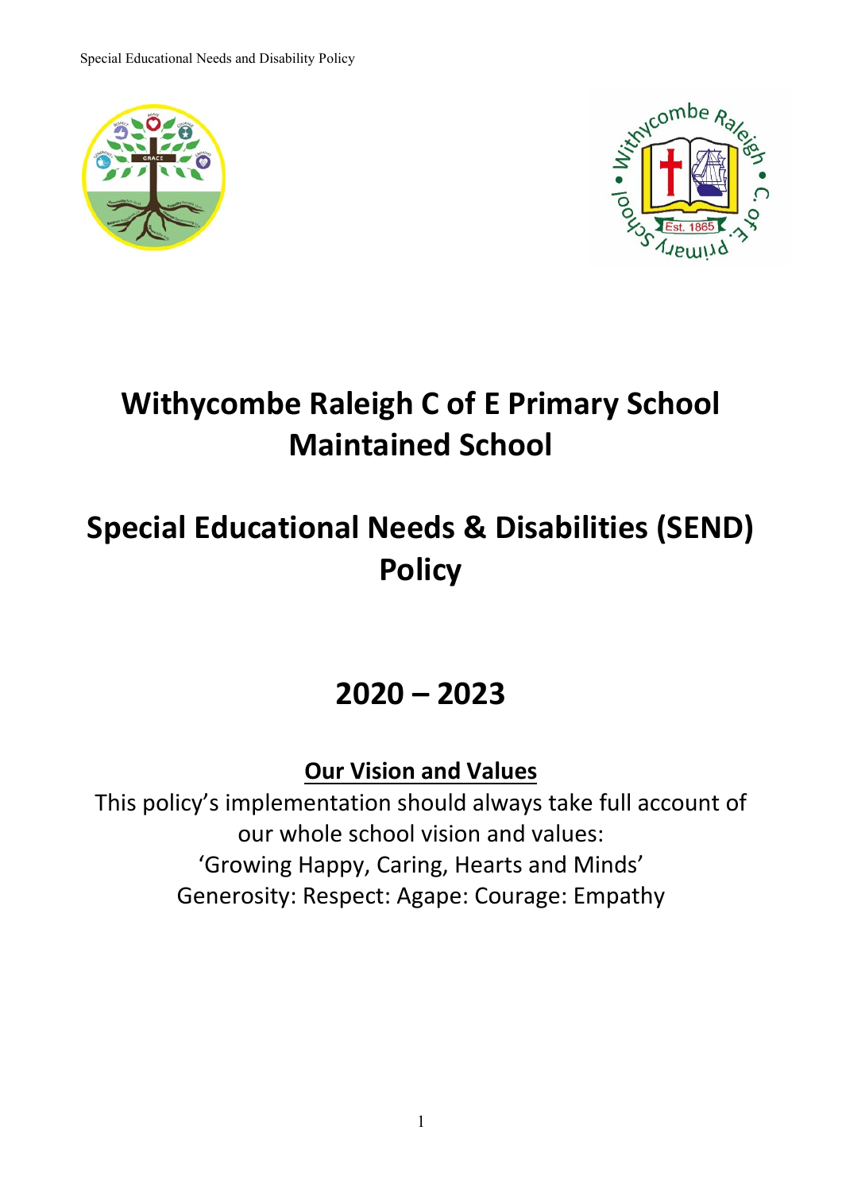# Withycombe Raleigh C of E Primary School
# Maintained School

# Special Educational Needs & Disabilities (SEND) Policy

# 2020 – 2023

## Our Vision and Values

This policy's implementation should always take full account of our whole school vision and values:
'Growing Happy, Caring, Hearts and Minds'
Generosity: Respect: Agape: Courage: Empathy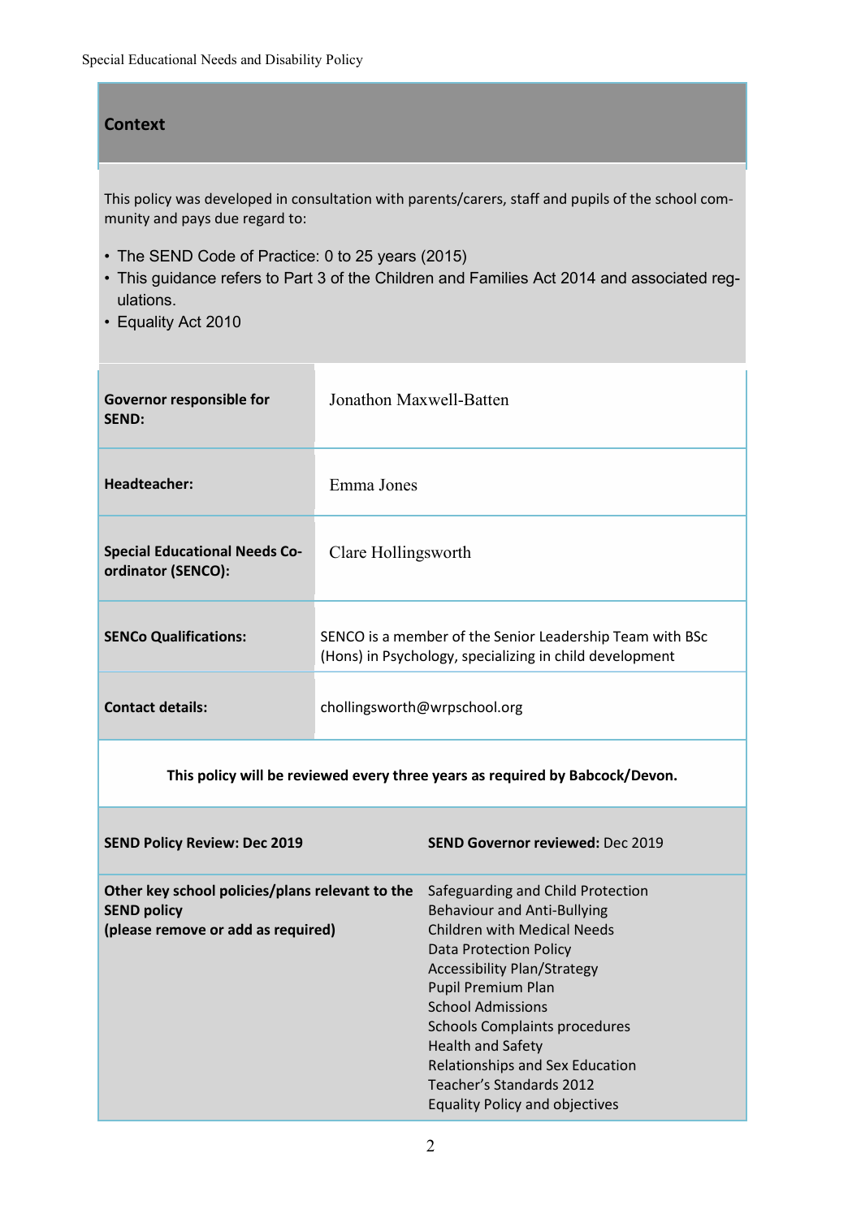## Context

This policy was developed in consultation with parents/carers, staff and pupils of the school community and pays due regard to:

- The SEND Code of Practice: 0 to 25 years (2015)
- This guidance refers to Part 3 of the Children and Families Act 2014 and associated regulations.
- Equality Act 2010

| | |
|---|---|
| **Governor responsible for SEND:** | Jonathon Maxwell-Batten |
| **Headteacher:** | Emma Jones |
| **Special Educational Needs Co-ordinator (SENCO):** | Clare Hollingsworth |
| **SENCo Qualifications:** | SENCO is a member of the Senior Leadership Team with BSc (Hons) in Psychology, specializing in child development |
| **Contact details:** | chollingsworth@wrpschool.org |

**This policy will be reviewed every three years as required by Babcock/Devon.**

| | |
|---|---|
| **SEND Policy Review: Dec 2019** | **SEND Governor reviewed:** Dec 2019 |
| **Other key school policies/plans relevant to the SEND policy (please remove or add as required)** | Safeguarding and Child Protection<br>Behaviour and Anti-Bullying<br>Children with Medical Needs<br>Data Protection Policy<br>Accessibility Plan/Strategy<br>Pupil Premium Plan<br>School Admissions<br>Schools Complaints procedures<br>Health and Safety<br>Relationships and Sex Education<br>Teacher's Standards 2012<br>Equality Policy and objectives |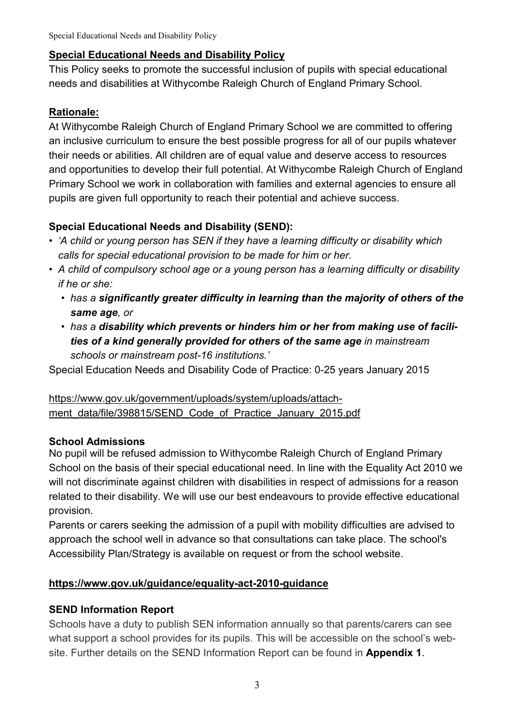## Special Educational Needs and Disability Policy

This Policy seeks to promote the successful inclusion of pupils with special educational needs and disabilities at Withycombe Raleigh Church of England Primary School.

## Rationale:

At Withycombe Raleigh Church of England Primary School we are committed to offering an inclusive curriculum to ensure the best possible progress for all of our pupils whatever their needs or abilities. All children are of equal value and deserve access to resources and opportunities to develop their full potential. At Withycombe Raleigh Church of England Primary School we work in collaboration with families and external agencies to ensure all pupils are given full opportunity to reach their potential and achieve success.

### Special Educational Needs and Disability (SEND):

- *'A child or young person has SEN if they have a learning difficulty or disability which calls for special educational provision to be made for him or her.*
- *A child of compulsory school age or a young person has a learning difficulty or disability if he or she:*
  - *has a **significantly greater difficulty in learning than the majority of others of the same age**, or*
  - *has a **disability which prevents or hinders him or her from making use of facilities of a kind generally provided for others of the same age** in mainstream schools or mainstream post-16 institutions.'*

Special Education Needs and Disability Code of Practice: 0-25 years January 2015

https://www.gov.uk/government/uploads/system/uploads/attachment_data/file/398815/SEND_Code_of_Practice_January_2015.pdf

### School Admissions

No pupil will be refused admission to Withycombe Raleigh Church of England Primary School on the basis of their special educational need. In line with the Equality Act 2010 we will not discriminate against children with disabilities in respect of admissions for a reason related to their disability. We will use our best endeavours to provide effective educational provision.

Parents or carers seeking the admission of a pupil with mobility difficulties are advised to approach the school well in advance so that consultations can take place. The school's Accessibility Plan/Strategy is available on request or from the school website.

**https://www.gov.uk/guidance/equality-act-2010-guidance**

### SEND Information Report

Schools have a duty to publish SEN information annually so that parents/carers can see what support a school provides for its pupils. This will be accessible on the school's website. Further details on the SEND Information Report can be found in **Appendix 1**.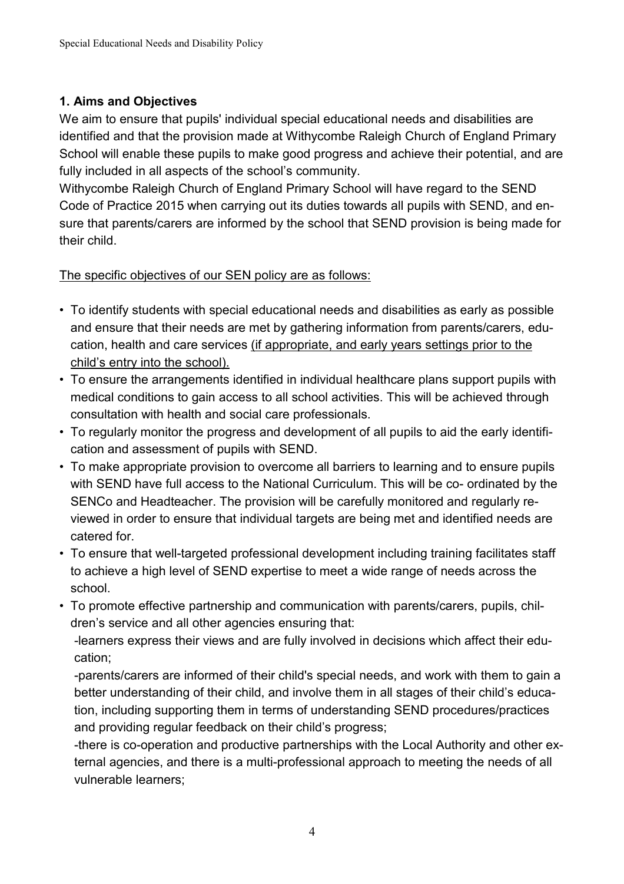## 1. Aims and Objectives

We aim to ensure that pupils' individual special educational needs and disabilities are identified and that the provision made at Withycombe Raleigh Church of England Primary School will enable these pupils to make good progress and achieve their potential, and are fully included in all aspects of the school's community.

Withycombe Raleigh Church of England Primary School will have regard to the SEND Code of Practice 2015 when carrying out its duties towards all pupils with SEND, and ensure that parents/carers are informed by the school that SEND provision is being made for their child.

<u>The specific objectives of our SEN policy are as follows:</u>

- To identify students with special educational needs and disabilities as early as possible and ensure that their needs are met by gathering information from parents/carers, education, health and care services <u>(if appropriate, and early years settings prior to the child's entry into the school).</u>
- To ensure the arrangements identified in individual healthcare plans support pupils with medical conditions to gain access to all school activities. This will be achieved through consultation with health and social care professionals.
- To regularly monitor the progress and development of all pupils to aid the early identification and assessment of pupils with SEND.
- To make appropriate provision to overcome all barriers to learning and to ensure pupils with SEND have full access to the National Curriculum. This will be co- ordinated by the SENCo and Headteacher. The provision will be carefully monitored and regularly reviewed in order to ensure that individual targets are being met and identified needs are catered for.
- To ensure that well-targeted professional development including training facilitates staff to achieve a high level of SEND expertise to meet a wide range of needs across the school.
- To promote effective partnership and communication with parents/carers, pupils, children's service and all other agencies ensuring that:

  -learners express their views and are fully involved in decisions which affect their education;

  -parents/carers are informed of their child's special needs, and work with them to gain a better understanding of their child, and involve them in all stages of their child's education, including supporting them in terms of understanding SEND procedures/practices and providing regular feedback on their child's progress;

  -there is co-operation and productive partnerships with the Local Authority and other external agencies, and there is a multi-professional approach to meeting the needs of all vulnerable learners;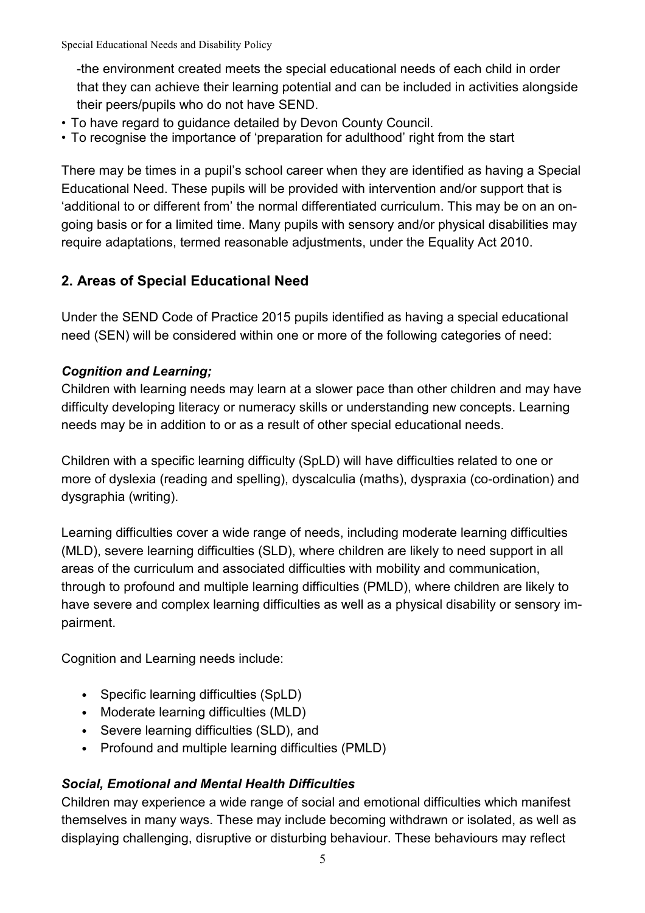-the environment created meets the special educational needs of each child in order that they can achieve their learning potential and can be included in activities alongside their peers/pupils who do not have SEND.

- To have regard to guidance detailed by Devon County Council.
- To recognise the importance of 'preparation for adulthood' right from the start

There may be times in a pupil's school career when they are identified as having a Special Educational Need. These pupils will be provided with intervention and/or support that is 'additional to or different from' the normal differentiated curriculum. This may be on an on-going basis or for a limited time. Many pupils with sensory and/or physical disabilities may require adaptations, termed reasonable adjustments, under the Equality Act 2010.

## 2. Areas of Special Educational Need

Under the SEND Code of Practice 2015 pupils identified as having a special educational need (SEN) will be considered within one or more of the following categories of need:

### *Cognition and Learning;*

Children with learning needs may learn at a slower pace than other children and may have difficulty developing literacy or numeracy skills or understanding new concepts. Learning needs may be in addition to or as a result of other special educational needs.

Children with a specific learning difficulty (SpLD) will have difficulties related to one or more of dyslexia (reading and spelling), dyscalculia (maths), dyspraxia (co-ordination) and dysgraphia (writing).

Learning difficulties cover a wide range of needs, including moderate learning difficulties (MLD), severe learning difficulties (SLD), where children are likely to need support in all areas of the curriculum and associated difficulties with mobility and communication, through to profound and multiple learning difficulties (PMLD), where children are likely to have severe and complex learning difficulties as well as a physical disability or sensory impairment.

Cognition and Learning needs include:

- Specific learning difficulties (SpLD)
- Moderate learning difficulties (MLD)
- Severe learning difficulties (SLD), and
- Profound and multiple learning difficulties (PMLD)

### *Social, Emotional and Mental Health Difficulties*

Children may experience a wide range of social and emotional difficulties which manifest themselves in many ways. These may include becoming withdrawn or isolated, as well as displaying challenging, disruptive or disturbing behaviour. These behaviours may reflect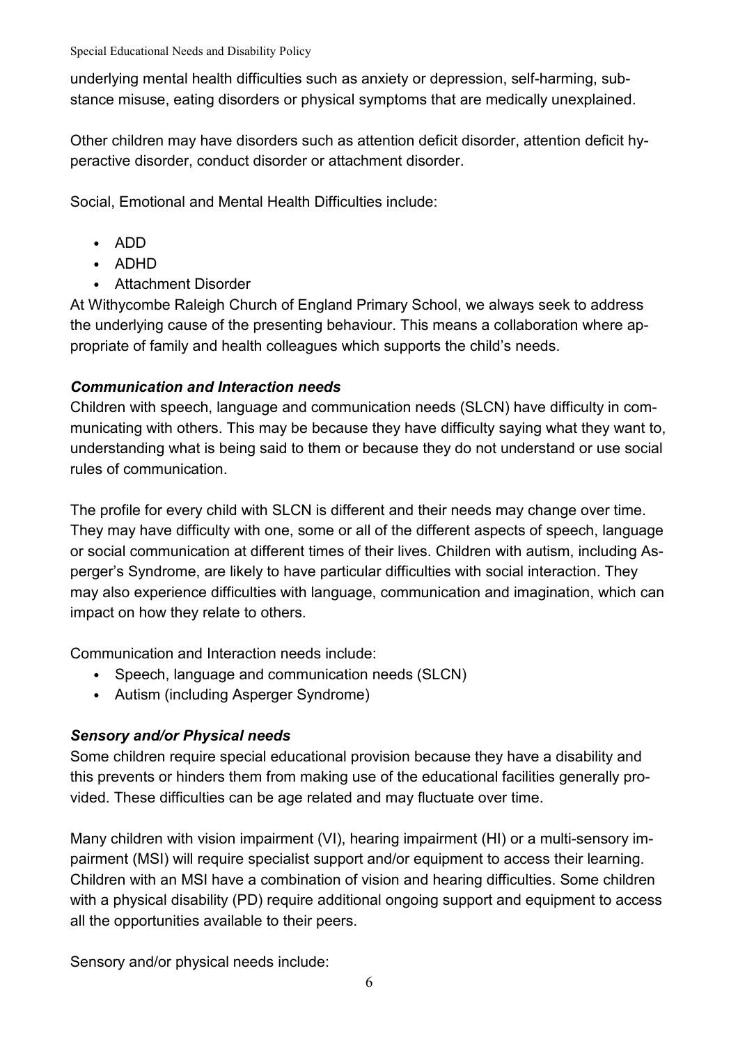underlying mental health difficulties such as anxiety or depression, self-harming, substance misuse, eating disorders or physical symptoms that are medically unexplained.

Other children may have disorders such as attention deficit disorder, attention deficit hyperactive disorder, conduct disorder or attachment disorder.

Social, Emotional and Mental Health Difficulties include:

- ADD
- ADHD
- Attachment Disorder

At Withycombe Raleigh Church of England Primary School, we always seek to address the underlying cause of the presenting behaviour. This means a collaboration where appropriate of family and health colleagues which supports the child's needs.

### *Communication and Interaction needs*

Children with speech, language and communication needs (SLCN) have difficulty in communicating with others. This may be because they have difficulty saying what they want to, understanding what is being said to them or because they do not understand or use social rules of communication.

The profile for every child with SLCN is different and their needs may change over time. They may have difficulty with one, some or all of the different aspects of speech, language or social communication at different times of their lives. Children with autism, including Asperger's Syndrome, are likely to have particular difficulties with social interaction. They may also experience difficulties with language, communication and imagination, which can impact on how they relate to others.

Communication and Interaction needs include:

- Speech, language and communication needs (SLCN)
- Autism (including Asperger Syndrome)

### *Sensory and/or Physical needs*

Some children require special educational provision because they have a disability and this prevents or hinders them from making use of the educational facilities generally provided. These difficulties can be age related and may fluctuate over time.

Many children with vision impairment (VI), hearing impairment (HI) or a multi-sensory impairment (MSI) will require specialist support and/or equipment to access their learning. Children with an MSI have a combination of vision and hearing difficulties. Some children with a physical disability (PD) require additional ongoing support and equipment to access all the opportunities available to their peers.

Sensory and/or physical needs include: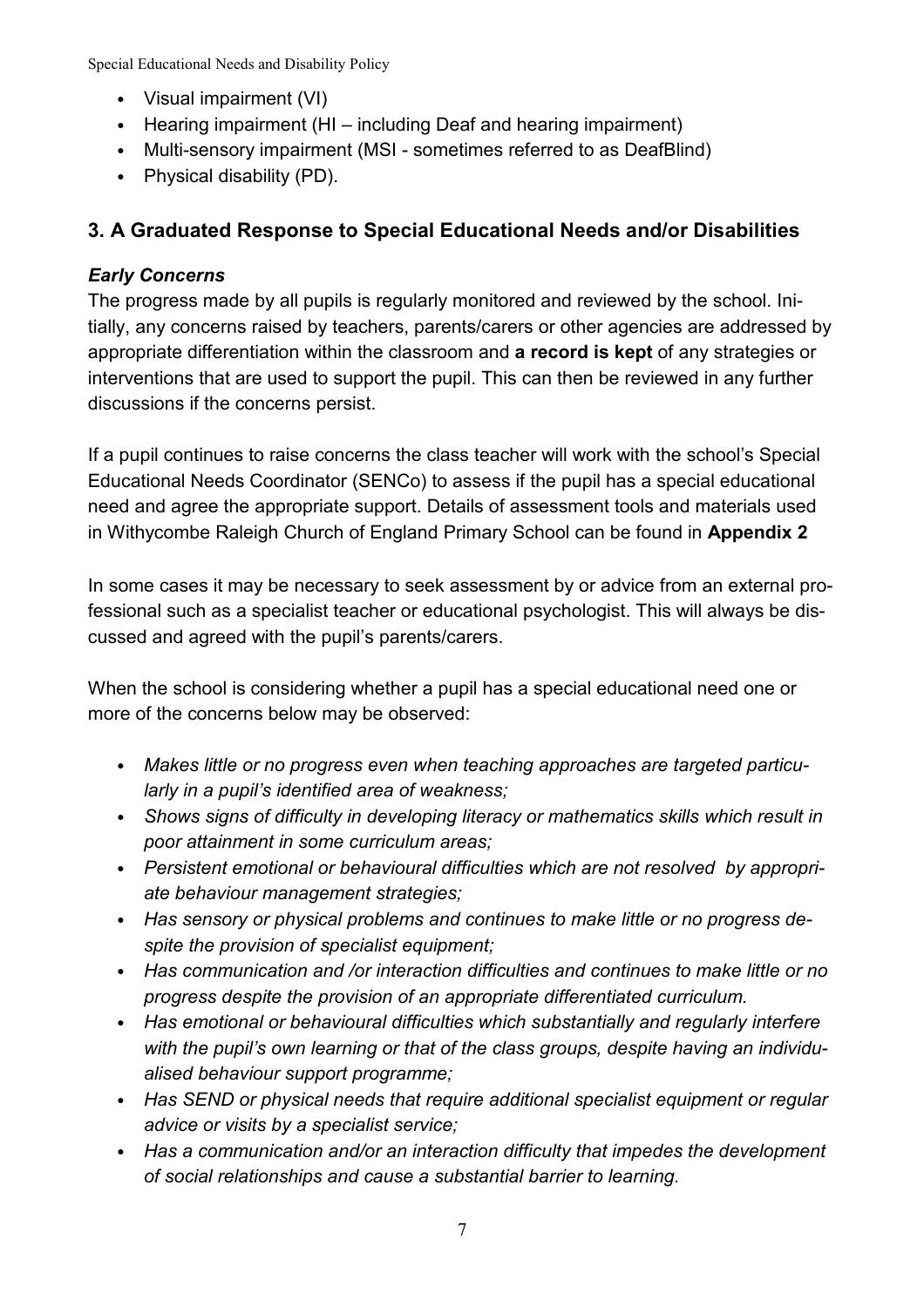- Visual impairment (VI)
- Hearing impairment (HI – including Deaf and hearing impairment)
- Multi-sensory impairment (MSI - sometimes referred to as DeafBlind)
- Physical disability (PD).

## 3. A Graduated Response to Special Educational Needs and/or Disabilities

### *Early Concerns*

The progress made by all pupils is regularly monitored and reviewed by the school. Initially, any concerns raised by teachers, parents/carers or other agencies are addressed by appropriate differentiation within the classroom and **a record is kept** of any strategies or interventions that are used to support the pupil. This can then be reviewed in any further discussions if the concerns persist.

If a pupil continues to raise concerns the class teacher will work with the school's Special Educational Needs Coordinator (SENCo) to assess if the pupil has a special educational need and agree the appropriate support. Details of assessment tools and materials used in Withycombe Raleigh Church of England Primary School can be found in **Appendix 2**

In some cases it may be necessary to seek assessment by or advice from an external professional such as a specialist teacher or educational psychologist. This will always be discussed and agreed with the pupil's parents/carers.

When the school is considering whether a pupil has a special educational need one or more of the concerns below may be observed:

- *Makes little or no progress even when teaching approaches are targeted particularly in a pupil's identified area of weakness;*
- *Shows signs of difficulty in developing literacy or mathematics skills which result in poor attainment in some curriculum areas;*
- *Persistent emotional or behavioural difficulties which are not resolved by appropriate behaviour management strategies;*
- *Has sensory or physical problems and continues to make little or no progress despite the provision of specialist equipment;*
- *Has communication and /or interaction difficulties and continues to make little or no progress despite the provision of an appropriate differentiated curriculum.*
- *Has emotional or behavioural difficulties which substantially and regularly interfere with the pupil's own learning or that of the class groups, despite having an individualised behaviour support programme;*
- *Has SEND or physical needs that require additional specialist equipment or regular advice or visits by a specialist service;*
- *Has a communication and/or an interaction difficulty that impedes the development of social relationships and cause a substantial barrier to learning.*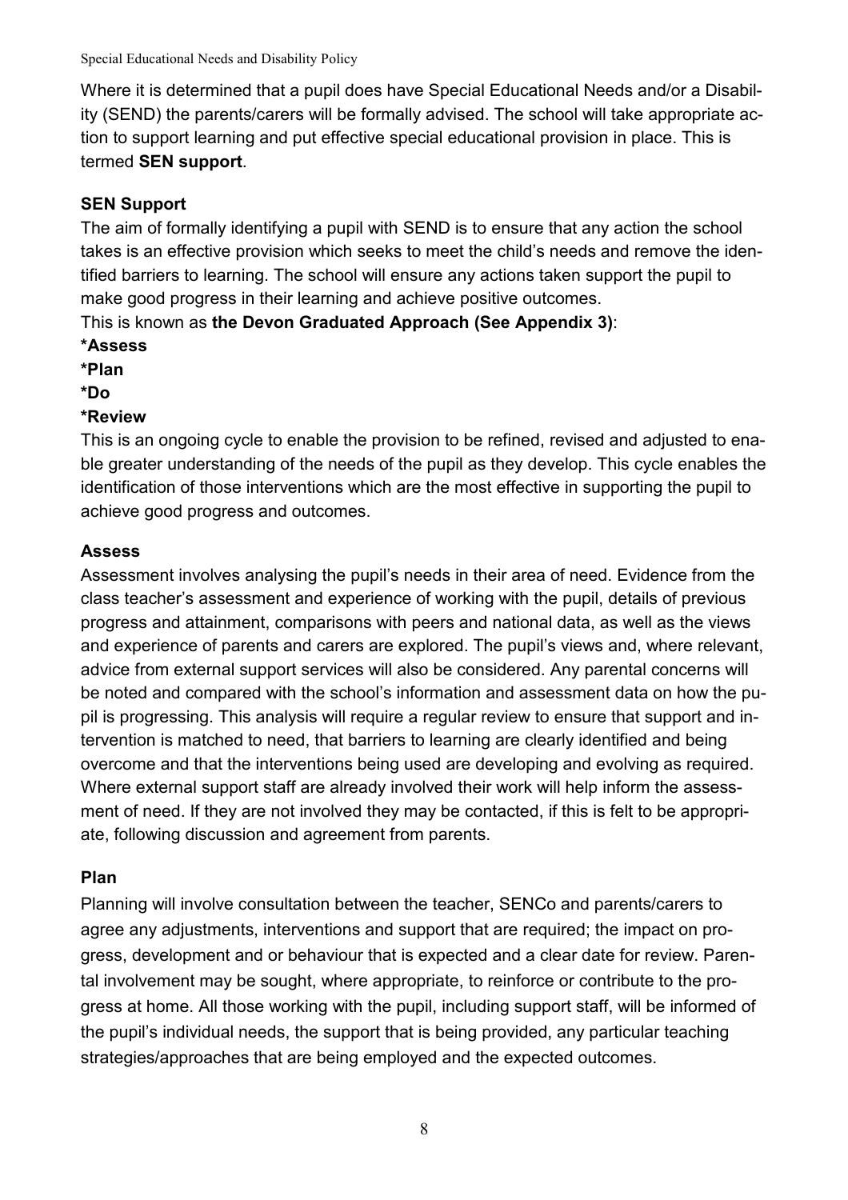Where it is determined that a pupil does have Special Educational Needs and/or a Disability (SEND) the parents/carers will be formally advised. The school will take appropriate action to support learning and put effective special educational provision in place. This is termed **SEN support**.

**SEN Support**

The aim of formally identifying a pupil with SEND is to ensure that any action the school takes is an effective provision which seeks to meet the child's needs and remove the identified barriers to learning. The school will ensure any actions taken support the pupil to make good progress in their learning and achieve positive outcomes.

This is known as **the Devon Graduated Approach (See Appendix 3)**:

**\*Assess**

**\*Plan**

**\*Do**

**\*Review**

This is an ongoing cycle to enable the provision to be refined, revised and adjusted to enable greater understanding of the needs of the pupil as they develop. This cycle enables the identification of those interventions which are the most effective in supporting the pupil to achieve good progress and outcomes.

**Assess**

Assessment involves analysing the pupil's needs in their area of need. Evidence from the class teacher's assessment and experience of working with the pupil, details of previous progress and attainment, comparisons with peers and national data, as well as the views and experience of parents and carers are explored. The pupil's views and, where relevant, advice from external support services will also be considered. Any parental concerns will be noted and compared with the school's information and assessment data on how the pupil is progressing. This analysis will require a regular review to ensure that support and intervention is matched to need, that barriers to learning are clearly identified and being overcome and that the interventions being used are developing and evolving as required. Where external support staff are already involved their work will help inform the assessment of need. If they are not involved they may be contacted, if this is felt to be appropriate, following discussion and agreement from parents.

**Plan**

Planning will involve consultation between the teacher, SENCo and parents/carers to agree any adjustments, interventions and support that are required; the impact on progress, development and or behaviour that is expected and a clear date for review. Parental involvement may be sought, where appropriate, to reinforce or contribute to the progress at home. All those working with the pupil, including support staff, will be informed of the pupil's individual needs, the support that is being provided, any particular teaching strategies/approaches that are being employed and the expected outcomes.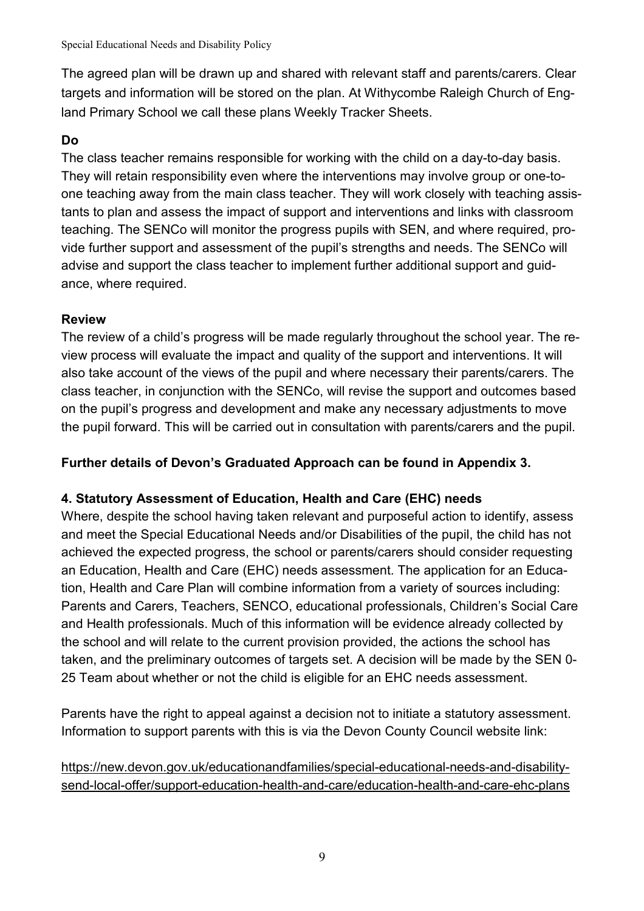The agreed plan will be drawn up and shared with relevant staff and parents/carers. Clear targets and information will be stored on the plan. At Withycombe Raleigh Church of England Primary School we call these plans Weekly Tracker Sheets.

**Do**

The class teacher remains responsible for working with the child on a day-to-day basis. They will retain responsibility even where the interventions may involve group or one-to-one teaching away from the main class teacher. They will work closely with teaching assistants to plan and assess the impact of support and interventions and links with classroom teaching. The SENCo will monitor the progress pupils with SEN, and where required, provide further support and assessment of the pupil's strengths and needs. The SENCo will advise and support the class teacher to implement further additional support and guidance, where required.

**Review**

The review of a child's progress will be made regularly throughout the school year. The review process will evaluate the impact and quality of the support and interventions. It will also take account of the views of the pupil and where necessary their parents/carers. The class teacher, in conjunction with the SENCo, will revise the support and outcomes based on the pupil's progress and development and make any necessary adjustments to move the pupil forward. This will be carried out in consultation with parents/carers and the pupil.

**Further details of Devon's Graduated Approach can be found in Appendix 3.**

## 4. Statutory Assessment of Education, Health and Care (EHC) needs

Where, despite the school having taken relevant and purposeful action to identify, assess and meet the Special Educational Needs and/or Disabilities of the pupil, the child has not achieved the expected progress, the school or parents/carers should consider requesting an Education, Health and Care (EHC) needs assessment. The application for an Education, Health and Care Plan will combine information from a variety of sources including: Parents and Carers, Teachers, SENCO, educational professionals, Children's Social Care and Health professionals. Much of this information will be evidence already collected by the school and will relate to the current provision provided, the actions the school has taken, and the preliminary outcomes of targets set. A decision will be made by the SEN 0-25 Team about whether or not the child is eligible for an EHC needs assessment.

Parents have the right to appeal against a decision not to initiate a statutory assessment. Information to support parents with this is via the Devon County Council website link:

https://new.devon.gov.uk/educationandfamilies/special-educational-needs-and-disability-send-local-offer/support-education-health-and-care/education-health-and-care-ehc-plans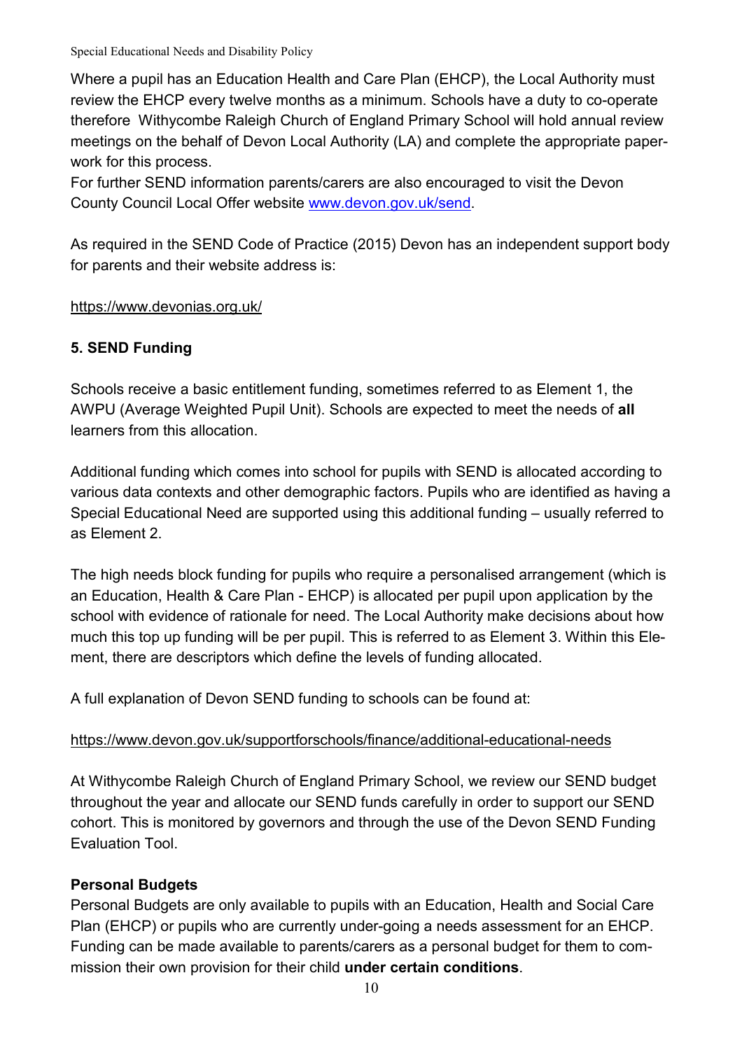Where a pupil has an Education Health and Care Plan (EHCP), the Local Authority must review the EHCP every twelve months as a minimum. Schools have a duty to co-operate therefore Withycombe Raleigh Church of England Primary School will hold annual review meetings on the behalf of Devon Local Authority (LA) and complete the appropriate paper-work for this process.
For further SEND information parents/carers are also encouraged to visit the Devon County Council Local Offer website [www.devon.gov.uk/send](http://www.devon.gov.uk/send).

As required in the SEND Code of Practice (2015) Devon has an independent support body for parents and their website address is:

https://www.devonias.org.uk/

**5. SEND Funding**

Schools receive a basic entitlement funding, sometimes referred to as Element 1, the AWPU (Average Weighted Pupil Unit). Schools are expected to meet the needs of **all** learners from this allocation.

Additional funding which comes into school for pupils with SEND is allocated according to various data contexts and other demographic factors. Pupils who are identified as having a Special Educational Need are supported using this additional funding – usually referred to as Element 2.

The high needs block funding for pupils who require a personalised arrangement (which is an Education, Health & Care Plan - EHCP) is allocated per pupil upon application by the school with evidence of rationale for need. The Local Authority make decisions about how much this top up funding will be per pupil. This is referred to as Element 3. Within this Element, there are descriptors which define the levels of funding allocated.

A full explanation of Devon SEND funding to schools can be found at:

https://www.devon.gov.uk/supportforschools/finance/additional-educational-needs

At Withycombe Raleigh Church of England Primary School, we review our SEND budget throughout the year and allocate our SEND funds carefully in order to support our SEND cohort. This is monitored by governors and through the use of the Devon SEND Funding Evaluation Tool.

**Personal Budgets**
Personal Budgets are only available to pupils with an Education, Health and Social Care Plan (EHCP) or pupils who are currently under-going a needs assessment for an EHCP. Funding can be made available to parents/carers as a personal budget for them to commission their own provision for their child **under certain conditions**.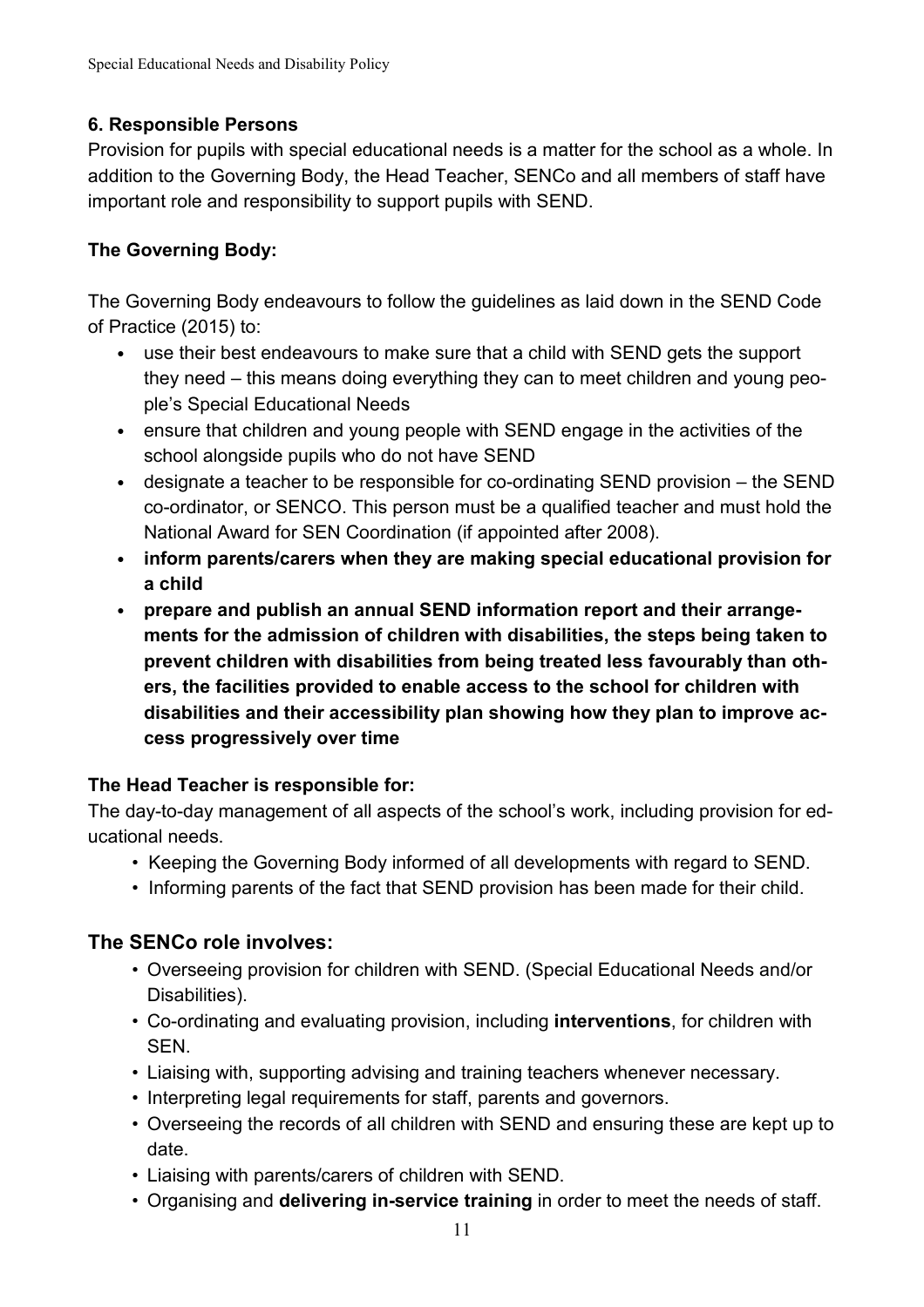## 6. Responsible Persons

Provision for pupils with special educational needs is a matter for the school as a whole. In addition to the Governing Body, the Head Teacher, SENCo and all members of staff have important role and responsibility to support pupils with SEND.

### The Governing Body:

The Governing Body endeavours to follow the guidelines as laid down in the SEND Code of Practice (2015) to:

- use their best endeavours to make sure that a child with SEND gets the support they need – this means doing everything they can to meet children and young people's Special Educational Needs
- ensure that children and young people with SEND engage in the activities of the school alongside pupils who do not have SEND
- designate a teacher to be responsible for co-ordinating SEND provision – the SEND co-ordinator, or SENCO. This person must be a qualified teacher and must hold the National Award for SEN Coordination (if appointed after 2008).
- **inform parents/carers when they are making special educational provision for a child**
- **prepare and publish an annual SEND information report and their arrangements for the admission of children with disabilities, the steps being taken to prevent children with disabilities from being treated less favourably than others, the facilities provided to enable access to the school for children with disabilities and their accessibility plan showing how they plan to improve access progressively over time**

### The Head Teacher is responsible for:

The day-to-day management of all aspects of the school's work, including provision for educational needs.

- Keeping the Governing Body informed of all developments with regard to SEND.
- Informing parents of the fact that SEND provision has been made for their child.

### The SENCo role involves:

- Overseeing provision for children with SEND. (Special Educational Needs and/or Disabilities).
- Co-ordinating and evaluating provision, including **interventions**, for children with SEN.
- Liaising with, supporting advising and training teachers whenever necessary.
- Interpreting legal requirements for staff, parents and governors.
- Overseeing the records of all children with SEND and ensuring these are kept up to date.
- Liaising with parents/carers of children with SEND.
- Organising and **delivering in-service training** in order to meet the needs of staff.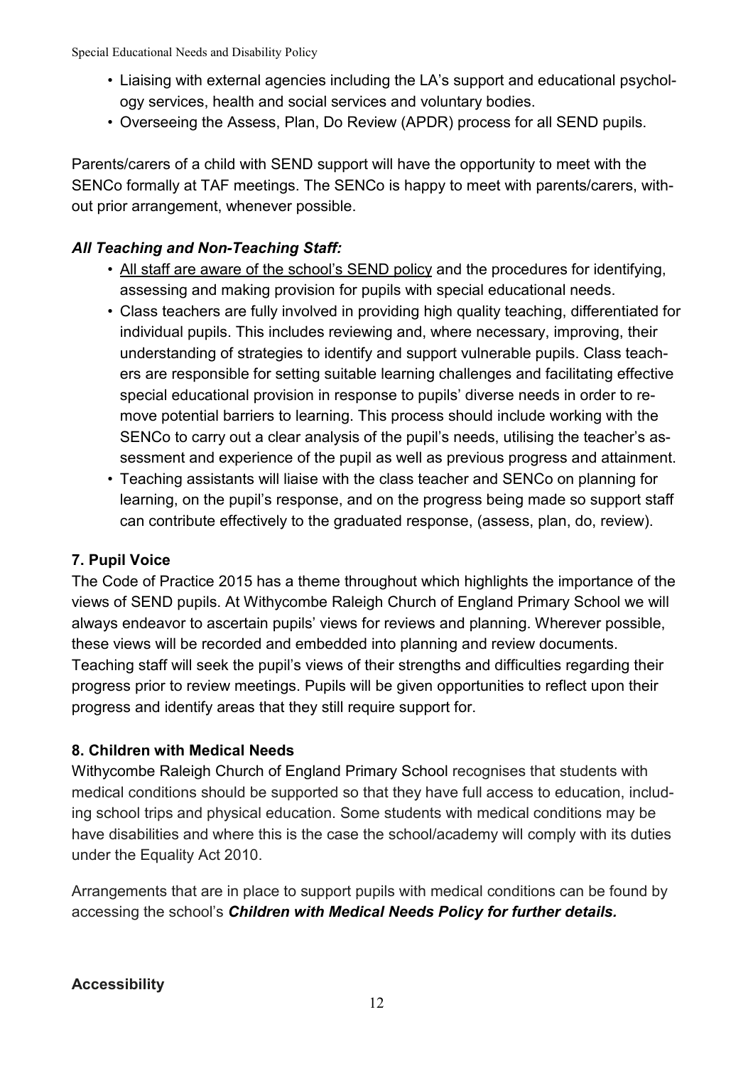- Liaising with external agencies including the LA's support and educational psychology services, health and social services and voluntary bodies.
- Overseeing the Assess, Plan, Do Review (APDR) process for all SEND pupils.

Parents/carers of a child with SEND support will have the opportunity to meet with the SENCo formally at TAF meetings. The SENCo is happy to meet with parents/carers, without prior arrangement, whenever possible.

### *All Teaching and Non-Teaching Staff:*

- <u>All staff are aware of the school's SEND policy</u> and the procedures for identifying, assessing and making provision for pupils with special educational needs.
- Class teachers are fully involved in providing high quality teaching, differentiated for individual pupils. This includes reviewing and, where necessary, improving, their understanding of strategies to identify and support vulnerable pupils. Class teachers are responsible for setting suitable learning challenges and facilitating effective special educational provision in response to pupils' diverse needs in order to remove potential barriers to learning. This process should include working with the SENCo to carry out a clear analysis of the pupil's needs, utilising the teacher's assessment and experience of the pupil as well as previous progress and attainment.
- Teaching assistants will liaise with the class teacher and SENCo on planning for learning, on the pupil's response, and on the progress being made so support staff can contribute effectively to the graduated response, (assess, plan, do, review).

## 7. Pupil Voice

The Code of Practice 2015 has a theme throughout which highlights the importance of the views of SEND pupils. At Withycombe Raleigh Church of England Primary School we will always endeavor to ascertain pupils' views for reviews and planning. Wherever possible, these views will be recorded and embedded into planning and review documents. Teaching staff will seek the pupil's views of their strengths and difficulties regarding their progress prior to review meetings. Pupils will be given opportunities to reflect upon their progress and identify areas that they still require support for.

## 8. Children with Medical Needs

Withycombe Raleigh Church of England Primary School recognises that students with medical conditions should be supported so that they have full access to education, including school trips and physical education. Some students with medical conditions may be have disabilities and where this is the case the school/academy will comply with its duties under the Equality Act 2010.

Arrangements that are in place to support pupils with medical conditions can be found by accessing the school's ***Children with Medical Needs Policy for further details.***

**Accessibility**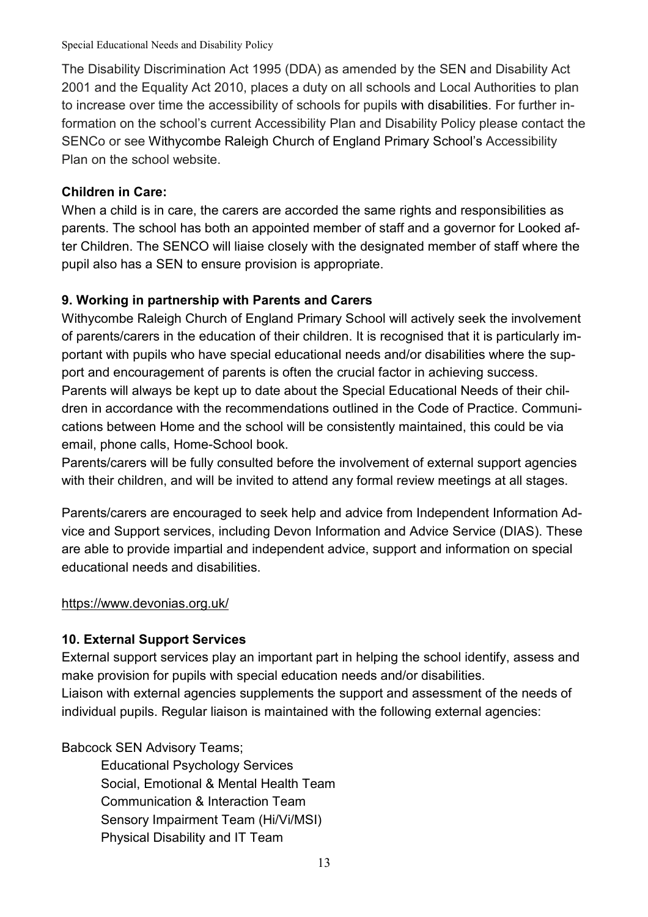The Disability Discrimination Act 1995 (DDA) as amended by the SEN and Disability Act 2001 and the Equality Act 2010, places a duty on all schools and Local Authorities to plan to increase over time the accessibility of schools for pupils with disabilities. For further information on the school's current Accessibility Plan and Disability Policy please contact the SENCo or see Withycombe Raleigh Church of England Primary School's Accessibility Plan on the school website.

**Children in Care:**

When a child is in care, the carers are accorded the same rights and responsibilities as parents. The school has both an appointed member of staff and a governor for Looked after Children. The SENCO will liaise closely with the designated member of staff where the pupil also has a SEN to ensure provision is appropriate.

## 9. Working in partnership with Parents and Carers

Withycombe Raleigh Church of England Primary School will actively seek the involvement of parents/carers in the education of their children. It is recognised that it is particularly important with pupils who have special educational needs and/or disabilities where the support and encouragement of parents is often the crucial factor in achieving success. Parents will always be kept up to date about the Special Educational Needs of their children in accordance with the recommendations outlined in the Code of Practice. Communications between Home and the school will be consistently maintained, this could be via email, phone calls, Home-School book.

Parents/carers will be fully consulted before the involvement of external support agencies with their children, and will be invited to attend any formal review meetings at all stages.

Parents/carers are encouraged to seek help and advice from Independent Information Advice and Support services, including Devon Information and Advice Service (DIAS). These are able to provide impartial and independent advice, support and information on special educational needs and disabilities.

https://www.devonias.org.uk/

## 10. External Support Services

External support services play an important part in helping the school identify, assess and make provision for pupils with special education needs and/or disabilities.

Liaison with external agencies supplements the support and assessment of the needs of individual pupils. Regular liaison is maintained with the following external agencies:

Babcock SEN Advisory Teams;

- Educational Psychology Services
- Social, Emotional & Mental Health Team
- Communication & Interaction Team
- Sensory Impairment Team (Hi/Vi/MSI)
- Physical Disability and IT Team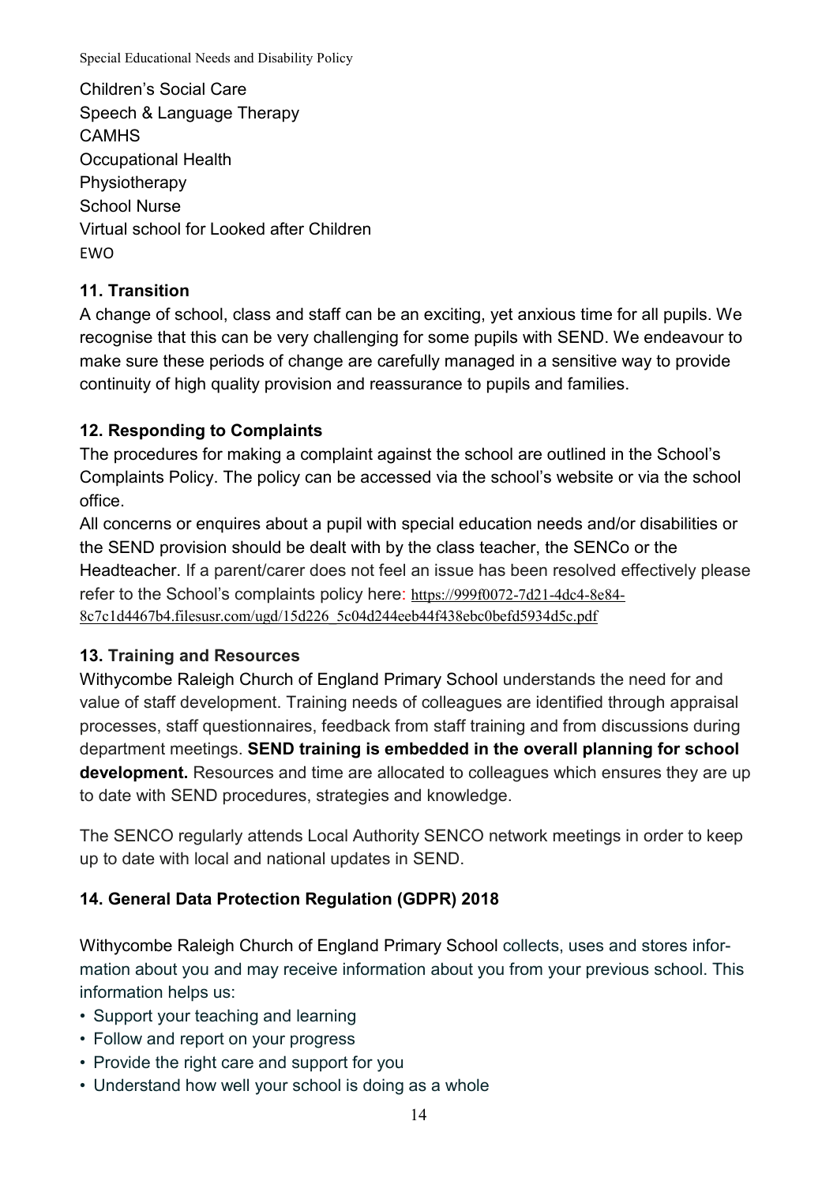Children's Social Care
Speech & Language Therapy
CAMHS
Occupational Health
Physiotherapy
School Nurse
Virtual school for Looked after Children
EWO

### 11. Transition

A change of school, class and staff can be an exciting, yet anxious time for all pupils. We recognise that this can be very challenging for some pupils with SEND. We endeavour to make sure these periods of change are carefully managed in a sensitive way to provide continuity of high quality provision and reassurance to pupils and families.

### 12. Responding to Complaints

The procedures for making a complaint against the school are outlined in the School's Complaints Policy. The policy can be accessed via the school's website or via the school office.

All concerns or enquires about a pupil with special education needs and/or disabilities or the SEND provision should be dealt with by the class teacher, the SENCo or the Headteacher. If a parent/carer does not feel an issue has been resolved effectively please refer to the School's complaints policy here: https://999f0072-7d21-4dc4-8e84-8c7c1d4467b4.filesusr.com/ugd/15d226_5c04d244eeb44f438ebc0befd5934d5c.pdf

### 13. Training and Resources

Withycombe Raleigh Church of England Primary School understands the need for and value of staff development. Training needs of colleagues are identified through appraisal processes, staff questionnaires, feedback from staff training and from discussions during department meetings. **SEND training is embedded in the overall planning for school development.** Resources and time are allocated to colleagues which ensures they are up to date with SEND procedures, strategies and knowledge.

The SENCO regularly attends Local Authority SENCO network meetings in order to keep up to date with local and national updates in SEND.

### 14. General Data Protection Regulation (GDPR) 2018

Withycombe Raleigh Church of England Primary School collects, uses and stores information about you and may receive information about you from your previous school. This information helps us:

- Support your teaching and learning
- Follow and report on your progress
- Provide the right care and support for you
- Understand how well your school is doing as a whole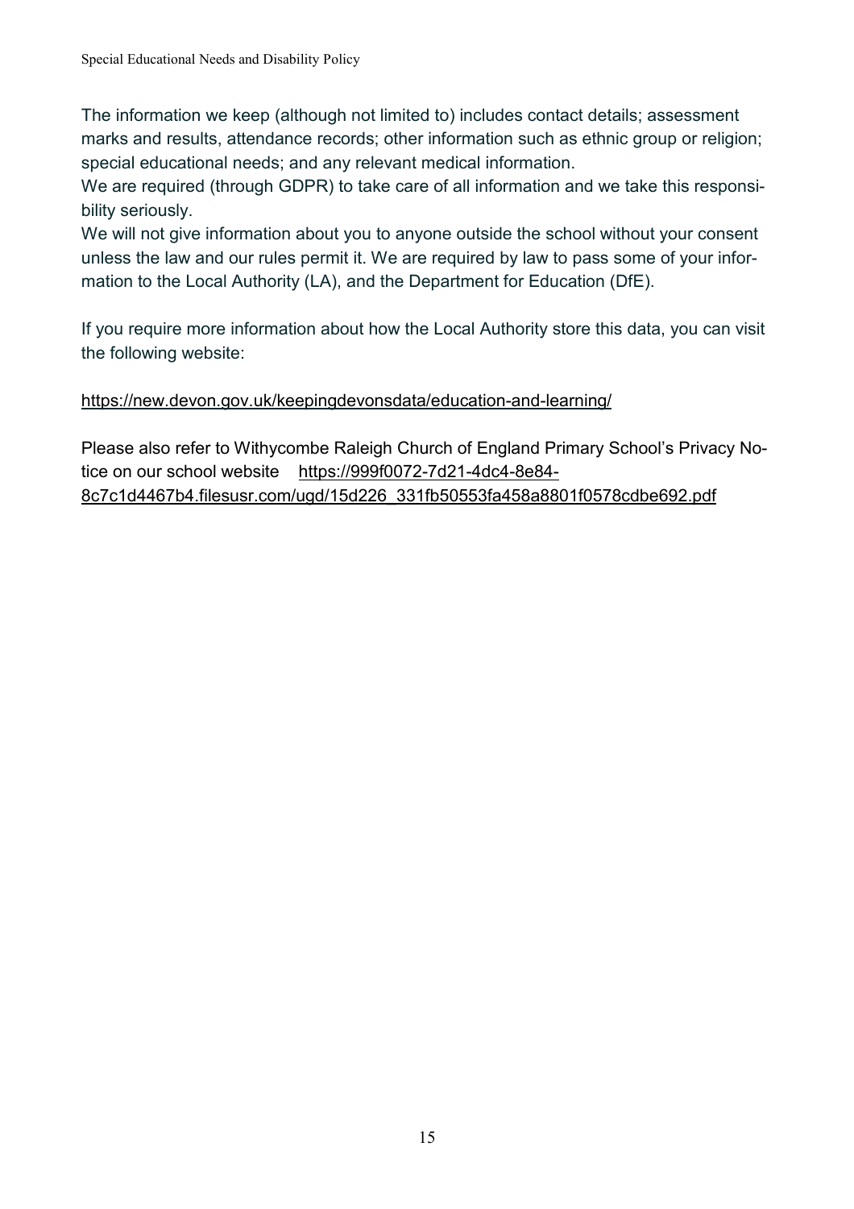The information we keep (although not limited to) includes contact details; assessment marks and results, attendance records; other information such as ethnic group or religion; special educational needs; and any relevant medical information.

We are required (through GDPR) to take care of all information and we take this responsibility seriously.

We will not give information about you to anyone outside the school without your consent unless the law and our rules permit it. We are required by law to pass some of your information to the Local Authority (LA), and the Department for Education (DfE).

If you require more information about how the Local Authority store this data, you can visit the following website:

https://new.devon.gov.uk/keepingdevonsdata/education-and-learning/

Please also refer to Withycombe Raleigh Church of England Primary School's Privacy Notice on our school website https://999f0072-7d21-4dc4-8e84-8c7c1d4467b4.filesusr.com/ugd/15d226_331fb50553fa458a8801f0578cdbe692.pdf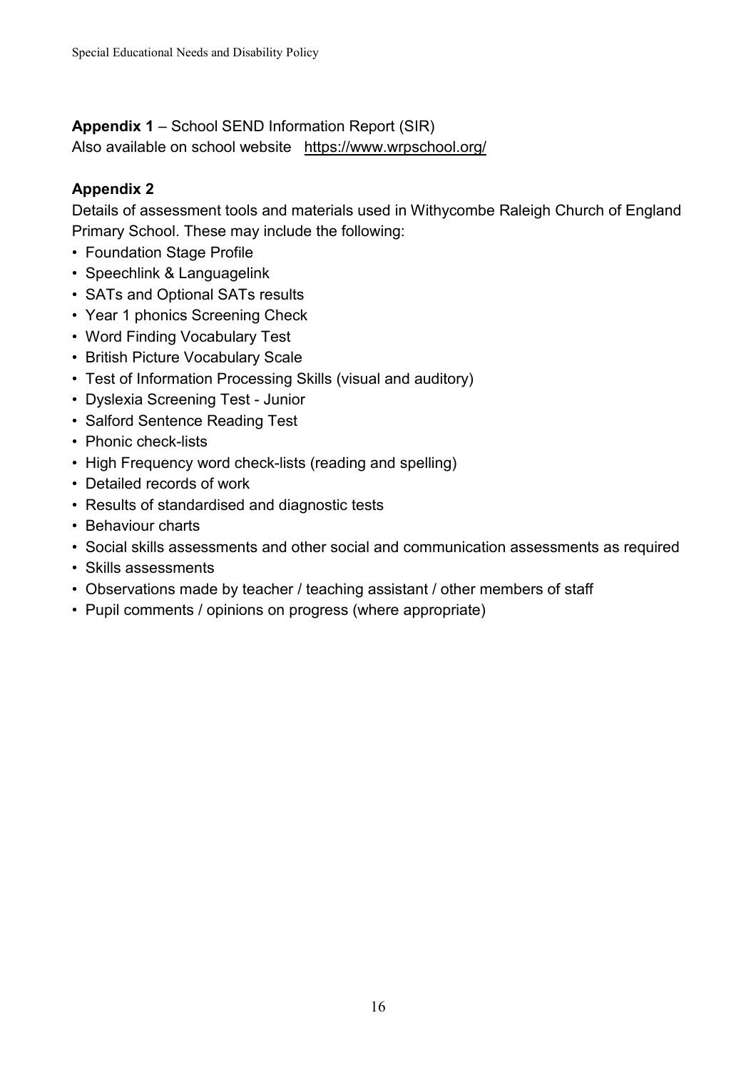**Appendix 1** – School SEND Information Report (SIR)
Also available on school website https://www.wrpschool.org/

**Appendix 2**

Details of assessment tools and materials used in Withycombe Raleigh Church of England Primary School. These may include the following:

- Foundation Stage Profile
- Speechlink & Languagelink
- SATs and Optional SATs results
- Year 1 phonics Screening Check
- Word Finding Vocabulary Test
- British Picture Vocabulary Scale
- Test of Information Processing Skills (visual and auditory)
- Dyslexia Screening Test - Junior
- Salford Sentence Reading Test
- Phonic check-lists
- High Frequency word check-lists (reading and spelling)
- Detailed records of work
- Results of standardised and diagnostic tests
- Behaviour charts
- Social skills assessments and other social and communication assessments as required
- Skills assessments
- Observations made by teacher / teaching assistant / other members of staff
- Pupil comments / opinions on progress (where appropriate)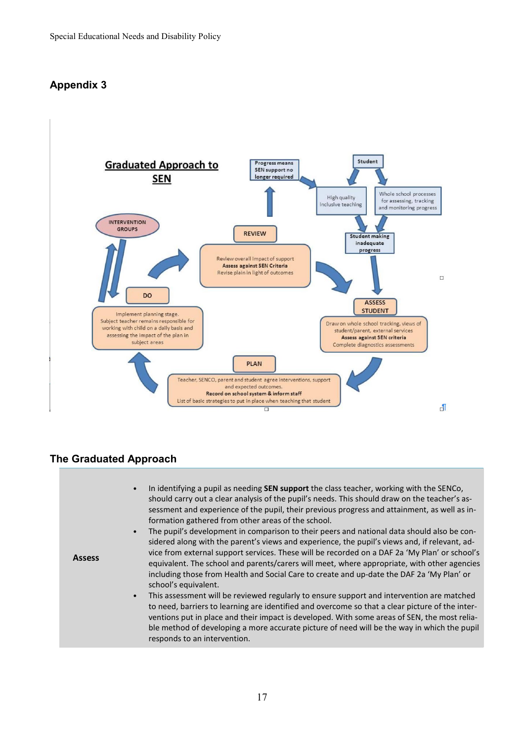## Appendix 3

**Graduated Approach to SEN**

Student

High quality inclusive teaching

Whole school processes for assessing, tracking and monitoring progress

Student making inadequate progress

**ASSESS STUDENT**

Draw on whole school tracking, views of student/parent, external services
**Assess against SEN criteria**
Complete diagnostics assessments

**PLAN**

Teacher, SENCO, parent and student agree interventions, support and expected outcomes.
**Record on school system & inform staff**
List of basic strategies to put in place when teaching that student

**DO**

Implement planning stage.
Subject teacher remains responsible for working with child on a daily basis and assessing the impact of the plan in subject areas

INTERVENTION GROUPS

**REVIEW**

Review overall impact of support
**Assess against SEN Criteria**
Revise plan in light of outcomes

Progress means SEN support no longer required

## The Graduated Approach

| | |
|---|---|
| **Assess** | • In identifying a pupil as needing **SEN support** the class teacher, working with the SENCo, should carry out a clear analysis of the pupil's needs. This should draw on the teacher's assessment and experience of the pupil, their previous progress and attainment, as well as information gathered from other areas of the school.<br>• The pupil's development in comparison to their peers and national data should also be considered along with the parent's views and experience, the pupil's views and, if relevant, advice from external support services. These will be recorded on a DAF 2a 'My Plan' or school's equivalent. The school and parents/carers will meet, where appropriate, with other agencies including those from Health and Social Care to create and up-date the DAF 2a 'My Plan' or school's equivalent.<br>• This assessment will be reviewed regularly to ensure support and intervention are matched to need, barriers to learning are identified and overcome so that a clear picture of the interventions put in place and their impact is developed. With some areas of SEN, the most reliable method of developing a more accurate picture of need will be the way in which the pupil responds to an intervention. |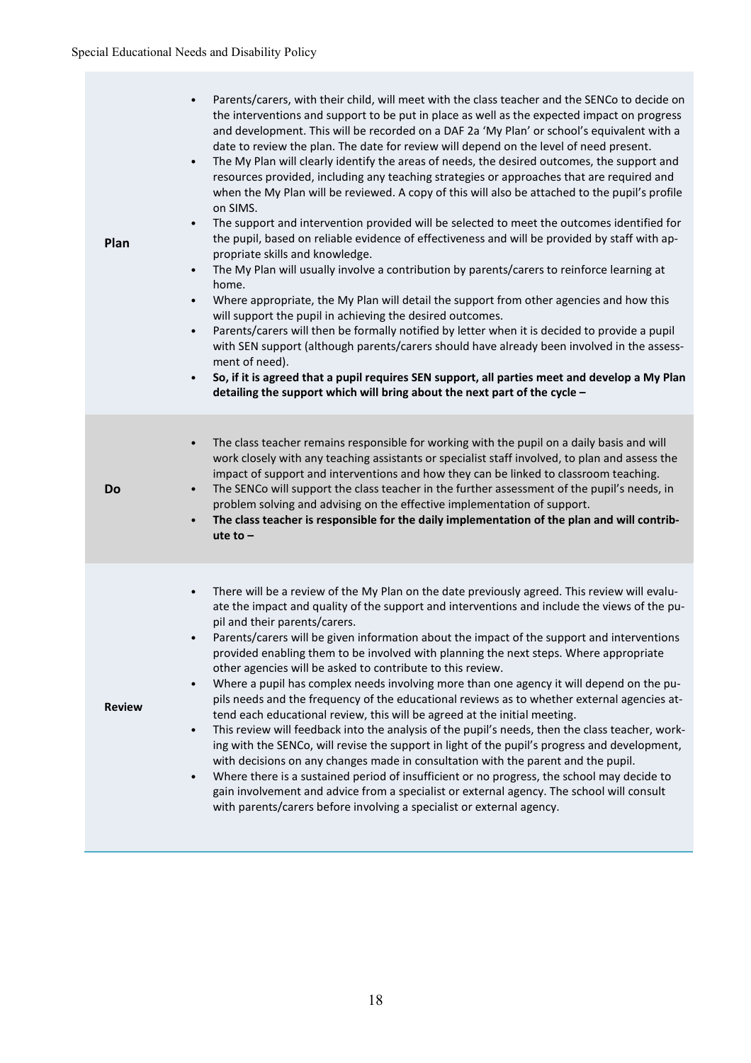| | |
|---|---|
| **Plan** | • Parents/carers, with their child, will meet with the class teacher and the SENCo to decide on the interventions and support to be put in place as well as the expected impact on progress and development. This will be recorded on a DAF 2a 'My Plan' or school's equivalent with a date to review the plan. The date for review will depend on the level of need present.<br>• The My Plan will clearly identify the areas of needs, the desired outcomes, the support and resources provided, including any teaching strategies or approaches that are required and when the My Plan will be reviewed. A copy of this will also be attached to the pupil's profile on SIMS.<br>• The support and intervention provided will be selected to meet the outcomes identified for the pupil, based on reliable evidence of effectiveness and will be provided by staff with appropriate skills and knowledge.<br>• The My Plan will usually involve a contribution by parents/carers to reinforce learning at home.<br>• Where appropriate, the My Plan will detail the support from other agencies and how this will support the pupil in achieving the desired outcomes.<br>• Parents/carers will then be formally notified by letter when it is decided to provide a pupil with SEN support (although parents/carers should have already been involved in the assessment of need).<br>• **So, if it is agreed that a pupil requires SEN support, all parties meet and develop a My Plan detailing the support which will bring about the next part of the cycle –** |
| **Do** | • The class teacher remains responsible for working with the pupil on a daily basis and will work closely with any teaching assistants or specialist staff involved, to plan and assess the impact of support and interventions and how they can be linked to classroom teaching.<br>• The SENCo will support the class teacher in the further assessment of the pupil's needs, in problem solving and advising on the effective implementation of support.<br>• **The class teacher is responsible for the daily implementation of the plan and will contribute to –** |
| **Review** | • There will be a review of the My Plan on the date previously agreed. This review will evaluate the impact and quality of the support and interventions and include the views of the pupil and their parents/carers.<br>• Parents/carers will be given information about the impact of the support and interventions provided enabling them to be involved with planning the next steps. Where appropriate other agencies will be asked to contribute to this review.<br>• Where a pupil has complex needs involving more than one agency it will depend on the pupils needs and the frequency of the educational reviews as to whether external agencies attend each educational review, this will be agreed at the initial meeting.<br>• This review will feedback into the analysis of the pupil's needs, then the class teacher, working with the SENCo, will revise the support in light of the pupil's progress and development, with decisions on any changes made in consultation with the parent and the pupil.<br>• Where there is a sustained period of insufficient or no progress, the school may decide to gain involvement and advice from a specialist or external agency. The school will consult with parents/carers before involving a specialist or external agency. |